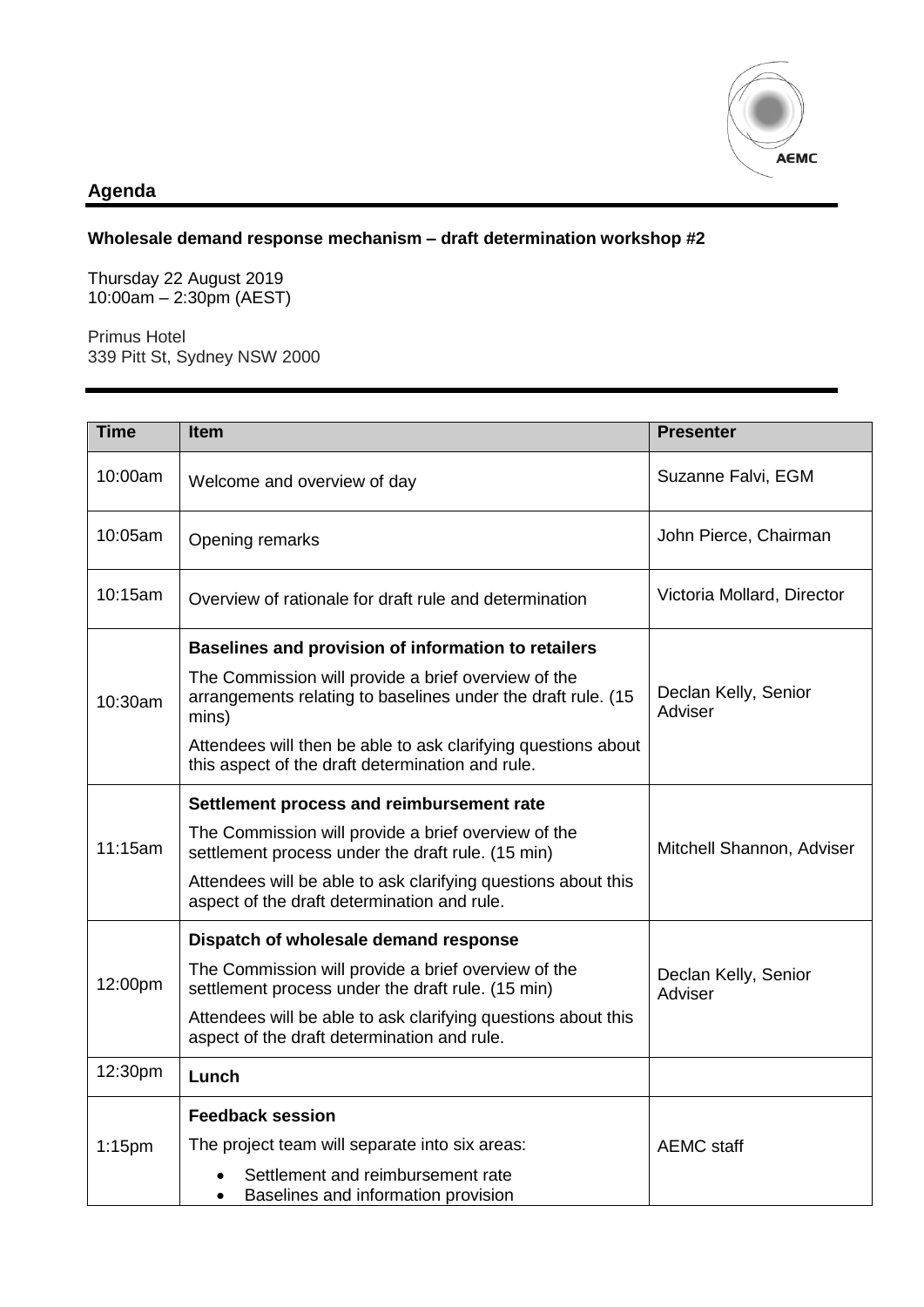## Agenda

**Wholesale demand response mechanism – draft determination workshop #2**

Thursday 22 August 2019
10:00am – 2:30pm (AEST)

Primus Hotel
339 Pitt St, Sydney NSW 2000

| Time | Item | Presenter |
|---|---|---|
| 10:00am | Welcome and overview of day | Suzanne Falvi, EGM |
| 10:05am | Opening remarks | John Pierce, Chairman |
| 10:15am | Overview of rationale for draft rule and determination | Victoria Mollard, Director |
| 10:30am | **Baselines and provision of information to retailers**<br>The Commission will provide a brief overview of the arrangements relating to baselines under the draft rule. (15 mins)<br>Attendees will then be able to ask clarifying questions about this aspect of the draft determination and rule. | Declan Kelly, Senior Adviser |
| 11:15am | **Settlement process and reimbursement rate**<br>The Commission will provide a brief overview of the settlement process under the draft rule. (15 min)<br>Attendees will be able to ask clarifying questions about this aspect of the draft determination and rule. | Mitchell Shannon, Adviser |
| 12:00pm | **Dispatch of wholesale demand response**<br>The Commission will provide a brief overview of the settlement process under the draft rule. (15 min)<br>Attendees will be able to ask clarifying questions about this aspect of the draft determination and rule. | Declan Kelly, Senior Adviser |
| 12:30pm | **Lunch** | |
| 1:15pm | **Feedback session**<br>The project team will separate into six areas:<br>• Settlement and reimbursement rate<br>• Baselines and information provision | AEMC staff |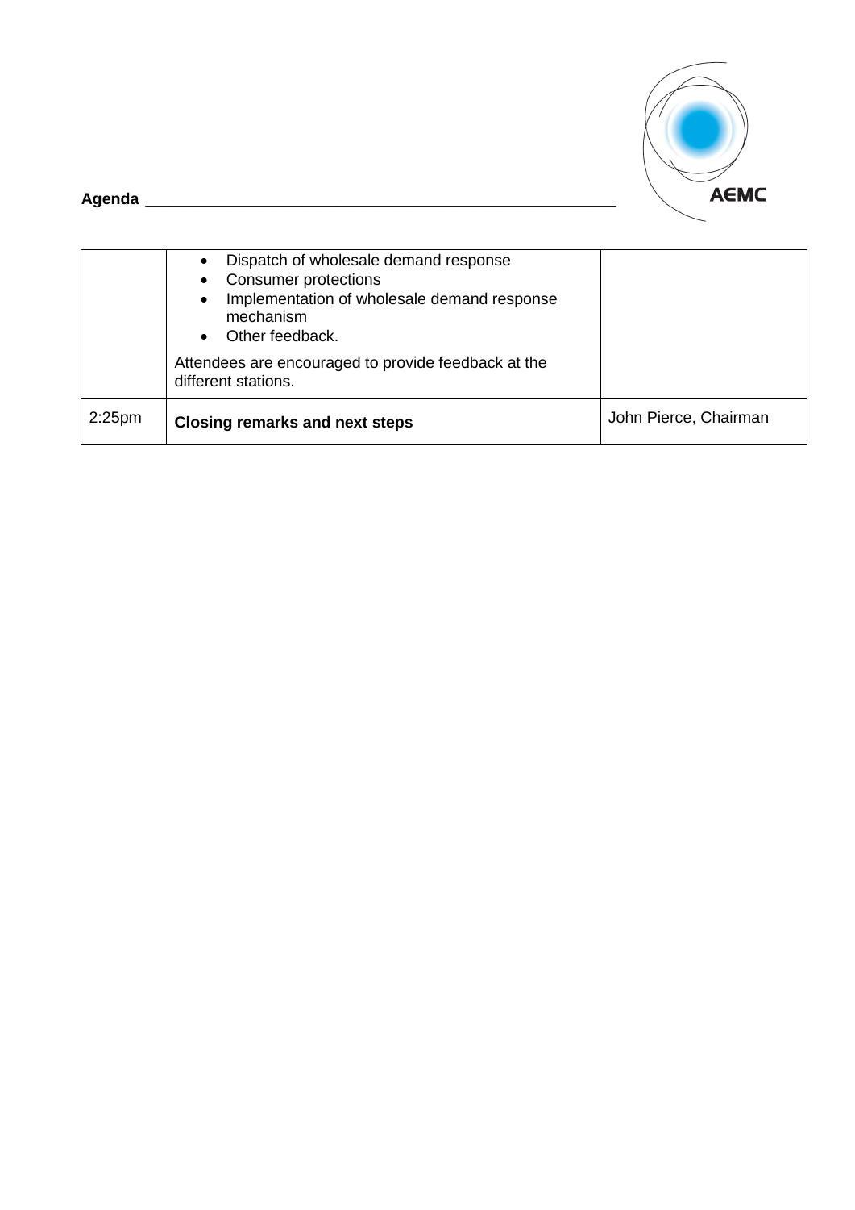**Agenda**

| | | |
|---|---|---|
| | • Dispatch of wholesale demand response<br>• Consumer protections<br>• Implementation of wholesale demand response mechanism<br>• Other feedback.<br><br>Attendees are encouraged to provide feedback at the different stations. | |
| 2:25pm | **Closing remarks and next steps** | John Pierce, Chairman |